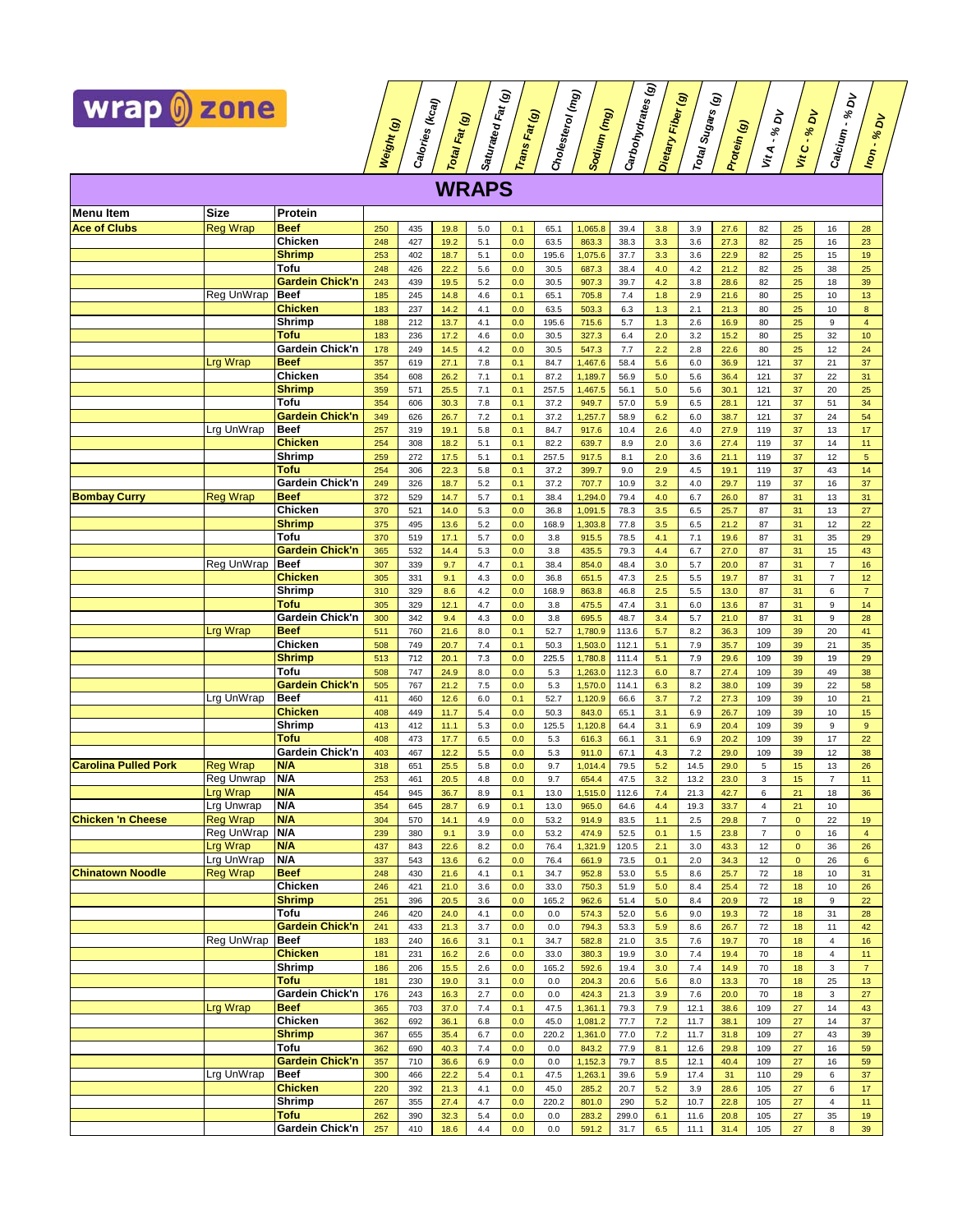# wrap zone

## WRAPS

| Menu Item | Size | Protein | Weight (g) | Calories (kcal) | Total Fat (g) | Saturated Fat (g) | Trans Fat (g) | Cholesterol (mg) | Sodium (mg) | Carbohydrates (g) | Dietary Fiber (g) | Total Sugars (g) | Protein (g) | Vit A - % DV | Vit C - % DV | Calcium - % DV | Iron - % DV |
|---|---|---|---|---|---|---|---|---|---|---|---|---|---|---|---|---|---|
| **Ace of Clubs** | Reg Wrap | **Beef** | 250 | 435 | 19.8 | 5.0 | 0.1 | 65.1 | 1,065.8 | 39.4 | 3.8 | 3.9 | 27.6 | 82 | 25 | 16 | 28 |
| | | **Chicken** | 248 | 427 | 19.2 | 5.1 | 0.0 | 63.5 | 863.3 | 38.3 | 3.3 | 3.6 | 27.3 | 82 | 25 | 16 | 23 |
| | | **Shrimp** | 253 | 402 | 18.7 | 5.1 | 0.0 | 195.6 | 1,075.6 | 37.7 | 3.3 | 3.6 | 22.9 | 82 | 25 | 15 | 19 |
| | | **Tofu** | 248 | 426 | 22.2 | 5.6 | 0.0 | 30.5 | 687.3 | 38.4 | 4.0 | 4.2 | 21.2 | 82 | 25 | 38 | 25 |
| | | **Gardein Chick'n** | 243 | 439 | 19.5 | 5.2 | 0.0 | 30.5 | 907.3 | 39.7 | 4.2 | 3.8 | 28.6 | 82 | 25 | 18 | 39 |
| | Reg UnWrap | **Beef** | 185 | 245 | 14.8 | 4.6 | 0.1 | 65.1 | 705.8 | 7.4 | 1.8 | 2.9 | 21.6 | 80 | 25 | 10 | 13 |
| | | **Chicken** | 183 | 237 | 14.2 | 4.1 | 0.0 | 63.5 | 503.3 | 6.3 | 1.3 | 2.1 | 21.3 | 80 | 25 | 10 | 8 |
| | | **Shrimp** | 188 | 212 | 13.7 | 4.1 | 0.0 | 195.6 | 715.6 | 5.7 | 1.3 | 2.6 | 16.9 | 80 | 25 | 9 | 4 |
| | | **Tofu** | 183 | 236 | 17.2 | 4.6 | 0.0 | 30.5 | 327.3 | 6.4 | 2.0 | 3.2 | 15.2 | 80 | 25 | 32 | 10 |
| | | **Gardein Chick'n** | 178 | 249 | 14.5 | 4.2 | 0.0 | 30.5 | 547.3 | 7.7 | 2.2 | 2.8 | 22.6 | 80 | 25 | 12 | 24 |
| | Lrg Wrap | **Beef** | 357 | 619 | 27.1 | 7.8 | 0.1 | 84.7 | 1,467.6 | 58.4 | 5.6 | 6.0 | 36.9 | 121 | 37 | 21 | 37 |
| | | **Chicken** | 354 | 608 | 26.2 | 7.1 | 0.1 | 87.2 | 1,189.7 | 56.9 | 5.0 | 5.6 | 36.4 | 121 | 37 | 22 | 31 |
| | | **Shrimp** | 359 | 571 | 25.5 | 7.1 | 0.1 | 257.5 | 1,467.5 | 56.1 | 5.0 | 5.6 | 30.1 | 121 | 37 | 20 | 25 |
| | | **Tofu** | 354 | 606 | 30.3 | 7.8 | 0.1 | 37.2 | 949.7 | 57.0 | 5.9 | 6.5 | 28.1 | 121 | 37 | 51 | 34 |
| | | **Gardein Chick'n** | 349 | 626 | 26.7 | 7.2 | 0.1 | 37.2 | 1,257.7 | 58.9 | 6.2 | 6.0 | 38.7 | 121 | 37 | 24 | 54 |
| | Lrg UnWrap | **Beef** | 257 | 319 | 19.1 | 5.8 | 0.1 | 84.7 | 917.6 | 10.4 | 2.6 | 4.0 | 27.9 | 119 | 37 | 13 | 17 |
| | | **Chicken** | 254 | 308 | 18.2 | 5.1 | 0.1 | 82.2 | 639.7 | 8.9 | 2.0 | 3.6 | 27.4 | 119 | 37 | 14 | 11 |
| | | **Shrimp** | 259 | 272 | 17.5 | 5.1 | 0.1 | 257.5 | 917.5 | 8.1 | 2.0 | 3.6 | 21.1 | 119 | 37 | 12 | 5 |
| | | **Tofu** | 254 | 306 | 22.3 | 5.8 | 0.1 | 37.2 | 399.7 | 9.0 | 2.9 | 4.5 | 19.1 | 119 | 37 | 43 | 14 |
| | | **Gardein Chick'n** | 249 | 326 | 18.7 | 5.2 | 0.1 | 37.2 | 707.7 | 10.9 | 3.2 | 4.0 | 29.7 | 119 | 37 | 16 | 37 |
| **Bombay Curry** | Reg Wrap | **Beef** | 372 | 529 | 14.7 | 5.7 | 0.1 | 38.4 | 1,294.0 | 79.4 | 4.0 | 6.7 | 26.0 | 87 | 31 | 13 | 31 |
| | | **Chicken** | 370 | 521 | 14.0 | 5.3 | 0.0 | 36.8 | 1,091.5 | 78.3 | 3.5 | 6.5 | 25.7 | 87 | 31 | 13 | 27 |
| | | **Shrimp** | 375 | 495 | 13.6 | 5.2 | 0.0 | 168.9 | 1,303.8 | 77.8 | 3.5 | 6.5 | 21.2 | 87 | 31 | 12 | 22 |
| | | **Tofu** | 370 | 519 | 17.1 | 5.7 | 0.0 | 3.8 | 915.5 | 78.5 | 4.1 | 7.1 | 19.6 | 87 | 31 | 35 | 29 |
| | | **Gardein Chick'n** | 365 | 532 | 14.4 | 5.3 | 0.0 | 3.8 | 435.5 | 79.3 | 4.4 | 6.7 | 27.0 | 87 | 31 | 15 | 43 |
| | Reg UnWrap | **Beef** | 307 | 339 | 9.7 | 4.7 | 0.1 | 38.4 | 854.0 | 48.4 | 3.0 | 5.7 | 20.0 | 87 | 31 | 7 | 16 |
| | | **Chicken** | 305 | 331 | 9.1 | 4.3 | 0.0 | 36.8 | 651.5 | 47.3 | 2.5 | 5.5 | 19.7 | 87 | 31 | 7 | 12 |
| | | **Shrimp** | 310 | 329 | 8.6 | 4.2 | 0.0 | 168.9 | 863.8 | 46.8 | 2.5 | 5.5 | 13.0 | 87 | 31 | 6 | 7 |
| | | **Tofu** | 305 | 329 | 12.1 | 4.7 | 0.0 | 3.8 | 475.5 | 47.4 | 3.1 | 6.0 | 13.6 | 87 | 31 | 9 | 14 |
| | | **Gardein Chick'n** | 300 | 342 | 9.4 | 4.3 | 0.0 | 3.8 | 695.5 | 48.7 | 3.4 | 5.7 | 21.0 | 87 | 31 | 9 | 28 |
| | Lrg Wrap | **Beef** | 511 | 760 | 21.6 | 8.0 | 0.1 | 52.7 | 1,780.9 | 113.6 | 5.7 | 8.2 | 36.3 | 109 | 39 | 20 | 41 |
| | | **Chicken** | 508 | 749 | 20.7 | 7.4 | 0.1 | 50.3 | 1,503.0 | 112.1 | 5.1 | 7.9 | 35.7 | 109 | 39 | 21 | 35 |
| | | **Shrimp** | 513 | 712 | 20.1 | 7.3 | 0.0 | 225.5 | 1,780.8 | 111.4 | 5.1 | 7.9 | 29.6 | 109 | 39 | 19 | 29 |
| | | **Tofu** | 508 | 747 | 24.9 | 8.0 | 0.0 | 5.3 | 1,263.0 | 112.3 | 6.0 | 8.7 | 27.4 | 109 | 39 | 49 | 38 |
| | | **Gardein Chick'n** | 505 | 767 | 21.2 | 7.5 | 0.0 | 5.3 | 1,570.0 | 114.1 | 6.3 | 8.2 | 38.0 | 109 | 39 | 22 | 58 |
| | Lrg UnWrap | **Beef** | 411 | 460 | 12.6 | 6.0 | 0.1 | 52.7 | 1,120.9 | 66.6 | 3.7 | 7.2 | 27.3 | 109 | 39 | 10 | 21 |
| | | **Chicken** | 408 | 449 | 11.7 | 5.4 | 0.0 | 50.3 | 843.0 | 65.1 | 3.1 | 6.9 | 26.7 | 109 | 39 | 10 | 15 |
| | | **Shrimp** | 413 | 412 | 11.1 | 5.3 | 0.0 | 125.5 | 1,120.8 | 64.4 | 3.1 | 6.9 | 20.4 | 109 | 39 | 9 | 9 |
| | | **Tofu** | 408 | 473 | 17.7 | 6.5 | 0.0 | 5.3 | 616.3 | 66.1 | 3.1 | 6.9 | 20.2 | 109 | 39 | 17 | 22 |
| | | **Gardein Chick'n** | 403 | 467 | 12.2 | 5.5 | 0.0 | 5.3 | 911.0 | 67.1 | 4.3 | 7.2 | 29.0 | 109 | 39 | 12 | 38 |
| **Carolina Pulled Pork** | Reg Wrap | **N/A** | 318 | 651 | 25.5 | 5.8 | 0.0 | 9.7 | 1,014.4 | 79.5 | 5.2 | 14.5 | 29.0 | 5 | 15 | 13 | 26 |
| | Reg Unwrap | **N/A** | 253 | 461 | 20.5 | 4.8 | 0.0 | 9.7 | 654.4 | 47.5 | 3.2 | 13.2 | 23.0 | 3 | 15 | 7 | 11 |
| | Lrg Wrap | **N/A** | 454 | 945 | 36.7 | 8.9 | 0.1 | 13.0 | 1,515.0 | 112.6 | 7.4 | 21.3 | 42.7 | 6 | 21 | 18 | 36 |
| | Lrg Unwrap | **N/A** | 354 | 645 | 28.7 | 6.9 | 0.1 | 13.0 | 965.0 | 64.6 | 4.4 | 19.3 | 33.7 | 4 | 21 | 10 | |
| **Chicken 'n Cheese** | Reg Wrap | **N/A** | 304 | 570 | 14.1 | 4.9 | 0.0 | 53.2 | 914.9 | 83.5 | 1.1 | 2.5 | 29.8 | 7 | 0 | 22 | 19 |
| | Reg UnWrap | **N/A** | 239 | 380 | 9.1 | 3.9 | 0.0 | 53.2 | 474.9 | 52.5 | 0.1 | 1.5 | 23.8 | 7 | 0 | 16 | 4 |
| | Lrg Wrap | **N/A** | 437 | 843 | 22.6 | 8.2 | 0.0 | 76.4 | 1,321.9 | 120.5 | 2.1 | 3.0 | 43.3 | 12 | 0 | 36 | 26 |
| | Lrg UnWrap | **N/A** | 337 | 543 | 13.6 | 6.2 | 0.0 | 76.4 | 661.9 | 73.5 | 0.1 | 2.0 | 34.3 | 12 | 0 | 26 | 6 |
| **Chinatown Noodle** | Reg Wrap | **Beef** | 248 | 430 | 21.6 | 4.1 | 0.1 | 34.7 | 952.8 | 53.0 | 5.5 | 8.6 | 25.7 | 72 | 18 | 10 | 31 |
| | | **Chicken** | 246 | 421 | 21.0 | 3.6 | 0.0 | 33.0 | 750.3 | 51.9 | 5.0 | 8.4 | 25.4 | 72 | 18 | 10 | 26 |
| | | **Shrimp** | 251 | 396 | 20.5 | 3.6 | 0.0 | 165.2 | 962.6 | 51.4 | 5.0 | 8.4 | 20.9 | 72 | 18 | 9 | 22 |
| | | **Tofu** | 246 | 420 | 24.0 | 4.1 | 0.0 | 0.0 | 574.3 | 52.0 | 5.6 | 9.0 | 19.3 | 72 | 18 | 31 | 28 |
| | | **Gardein Chick'n** | 241 | 433 | 21.3 | 3.7 | 0.0 | 0.0 | 794.3 | 53.3 | 5.9 | 8.6 | 26.7 | 72 | 18 | 11 | 42 |
| | Reg UnWrap | **Beef** | 183 | 240 | 16.6 | 3.1 | 0.1 | 34.7 | 582.8 | 21.0 | 3.5 | 7.6 | 19.7 | 70 | 18 | 4 | 16 |
| | | **Chicken** | 181 | 231 | 16.2 | 2.6 | 0.0 | 33.0 | 380.3 | 19.9 | 3.0 | 7.4 | 19.4 | 70 | 18 | 4 | 11 |
| | | **Shrimp** | 186 | 206 | 15.5 | 2.6 | 0.0 | 165.2 | 592.6 | 19.4 | 3.0 | 7.4 | 14.9 | 70 | 18 | 3 | 7 |
| | | **Tofu** | 181 | 230 | 19.0 | 3.1 | 0.0 | 0.0 | 204.3 | 20.6 | 5.6 | 8.0 | 13.3 | 70 | 18 | 25 | 13 |
| | | **Gardein Chick'n** | 176 | 243 | 16.3 | 2.7 | 0.0 | 0.0 | 424.3 | 21.3 | 3.9 | 7.6 | 20.0 | 70 | 18 | 3 | 27 |
| | Lrg Wrap | **Beef** | 365 | 703 | 37.0 | 7.4 | 0.1 | 47.5 | 1,361.1 | 79.3 | 7.9 | 12.1 | 38.6 | 109 | 27 | 14 | 43 |
| | | **Chicken** | 362 | 692 | 36.1 | 6.8 | 0.0 | 45.0 | 1,081.2 | 77.7 | 7.2 | 11.7 | 38.1 | 109 | 27 | 14 | 37 |
| | | **Shrimp** | 367 | 655 | 35.4 | 6.7 | 0.0 | 220.2 | 1,361.0 | 77.0 | 7.2 | 11.7 | 31.8 | 109 | 27 | 43 | 39 |
| | | **Tofu** | 362 | 690 | 40.3 | 7.4 | 0.0 | 0.0 | 843.2 | 77.9 | 8.1 | 12.6 | 29.8 | 109 | 27 | 16 | 59 |
| | | **Gardein Chick'n** | 357 | 710 | 36.6 | 6.9 | 0.0 | 0.0 | 1,152.3 | 79.7 | 8.5 | 12.1 | 40.4 | 109 | 27 | 16 | 59 |
| | Lrg UnWrap | **Beef** | 300 | 466 | 22.2 | 5.4 | 0.1 | 47.5 | 1,263.1 | 39.6 | 5.9 | 17.4 | 31 | 110 | 29 | 6 | 37 |
| | | **Chicken** | 220 | 392 | 21.3 | 4.1 | 0.0 | 45.0 | 285.2 | 20.7 | 5.2 | 3.9 | 28.6 | 105 | 27 | 6 | 17 |
| | | **Shrimp** | 267 | 355 | 27.4 | 4.7 | 0.0 | 220.2 | 801.0 | 290 | 5.2 | 10.7 | 22.8 | 105 | 27 | 4 | 11 |
| | | **Tofu** | 262 | 390 | 32.3 | 5.4 | 0.0 | 0.0 | 283.2 | 299.0 | 6.1 | 11.6 | 20.8 | 105 | 27 | 35 | 19 |
| | | **Gardein Chick'n** | 257 | 410 | 18.6 | 4.4 | 0.0 | 0.0 | 591.2 | 31.7 | 6.5 | 11.1 | 31.4 | 105 | 27 | 8 | 39 |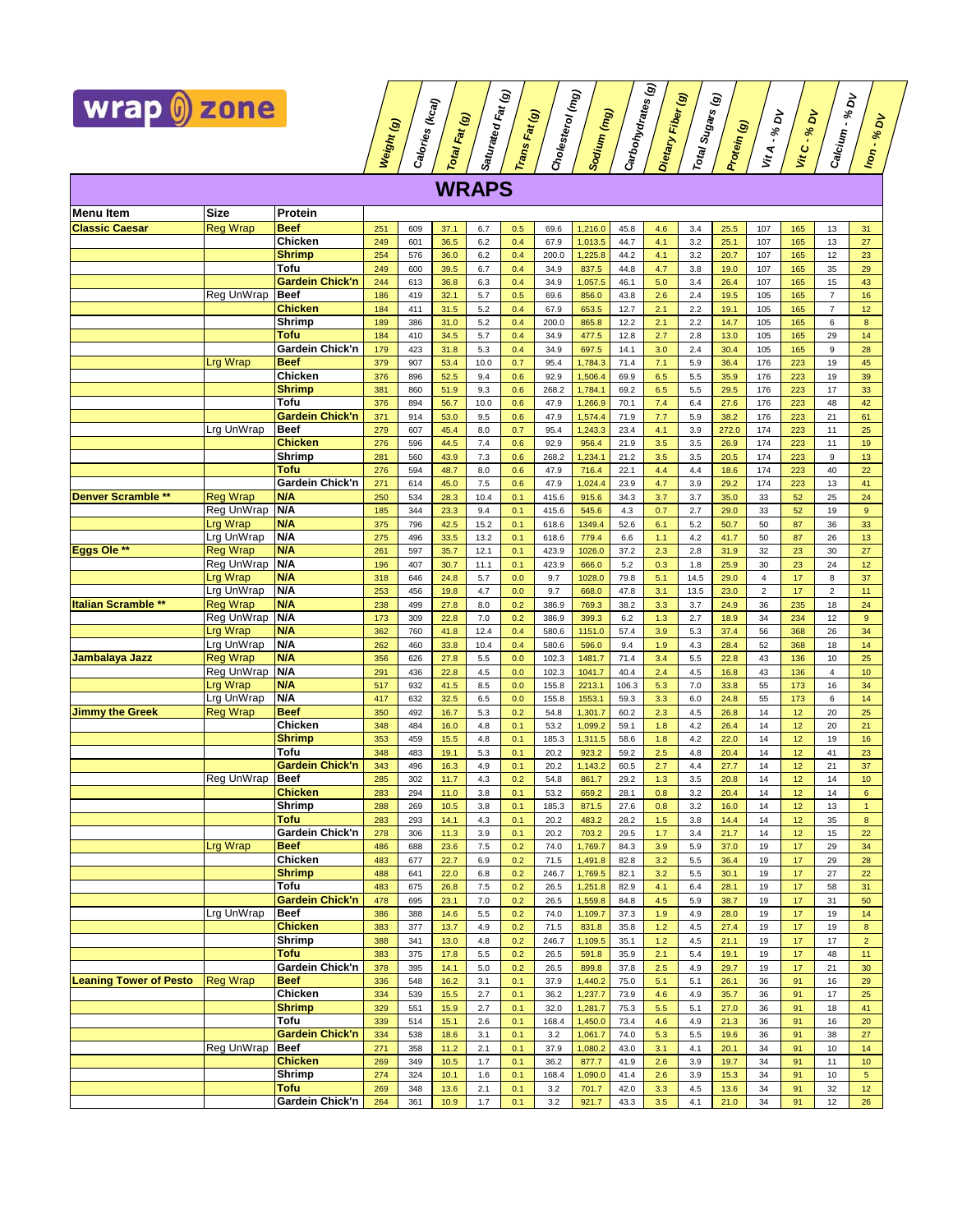wrap zone

## WRAPS

| Menu Item | Size | Protein | Weight (g) | Calories (kcal) | Total Fat (g) | Saturated Fat (g) | Trans Fat (g) | Cholesterol (mg) | Sodium (mg) | Carbohydrates (g) | Dietary Fiber (g) | Total Sugars (g) | Protein (g) | Vit A - % DV | Vit C - % DV | Calcium - % DV | Iron - % DV |
|---|---|---|---|---|---|---|---|---|---|---|---|---|---|---|---|---|---|
| **Classic Caesar** | Reg Wrap | **Beef** | 251 | 609 | 37.1 | 6.7 | 0.5 | 69.6 | 1,216.0 | 45.8 | 4.6 | 3.4 | 25.5 | 107 | 165 | 13 | 31 |
| | | **Chicken** | 249 | 601 | 36.5 | 6.2 | 0.4 | 67.9 | 1,013.5 | 44.7 | 4.1 | 3.2 | 25.1 | 107 | 165 | 13 | 27 |
| | | **Shrimp** | 254 | 576 | 36.0 | 6.2 | 0.4 | 200.0 | 1,225.8 | 44.2 | 4.1 | 3.2 | 20.7 | 107 | 165 | 12 | 23 |
| | | **Tofu** | 249 | 600 | 39.5 | 6.7 | 0.4 | 34.9 | 837.5 | 44.8 | 4.7 | 3.8 | 19.0 | 107 | 165 | 35 | 29 |
| | | **Gardein Chick'n** | 244 | 613 | 36.8 | 6.3 | 0.4 | 34.9 | 1,057.5 | 46.1 | 5.0 | 3.4 | 26.4 | 107 | 165 | 15 | 43 |
| | Reg UnWrap | **Beef** | 186 | 419 | 32.1 | 5.7 | 0.5 | 69.6 | 856.0 | 43.8 | 2.6 | 2.4 | 19.5 | 105 | 165 | 7 | 16 |
| | | **Chicken** | 184 | 411 | 31.5 | 5.2 | 0.4 | 67.9 | 653.5 | 12.7 | 2.1 | 2.2 | 19.1 | 105 | 165 | 7 | 12 |
| | | **Shrimp** | 189 | 386 | 31.0 | 5.2 | 0.4 | 200.0 | 865.8 | 12.2 | 2.1 | 2.2 | 14.7 | 105 | 165 | 6 | 8 |
| | | **Tofu** | 184 | 410 | 34.5 | 5.7 | 0.4 | 34.9 | 477.5 | 12.8 | 2.7 | 2.8 | 13.0 | 105 | 165 | 29 | 14 |
| | | **Gardein Chick'n** | 179 | 423 | 31.8 | 5.3 | 0.4 | 34.9 | 697.5 | 14.1 | 3.0 | 2.4 | 30.4 | 105 | 165 | 9 | 28 |
| | Lrg Wrap | **Beef** | 379 | 907 | 53.4 | 10.0 | 0.7 | 95.4 | 1,784.3 | 71.4 | 7.1 | 5.9 | 36.4 | 176 | 223 | 19 | 45 |
| | | **Chicken** | 376 | 896 | 52.5 | 9.4 | 0.6 | 92.9 | 1,506.4 | 69.9 | 6.5 | 5.5 | 35.9 | 176 | 223 | 19 | 39 |
| | | **Shrimp** | 381 | 860 | 51.9 | 9.3 | 0.6 | 268.2 | 1,784.1 | 69.2 | 6.5 | 5.5 | 29.5 | 176 | 223 | 17 | 33 |
| | | **Tofu** | 376 | 894 | 56.7 | 10.0 | 0.6 | 47.9 | 1,266.9 | 70.1 | 7.4 | 6.4 | 27.6 | 176 | 223 | 48 | 42 |
| | | **Gardein Chick'n** | 371 | 914 | 53.0 | 9.5 | 0.6 | 47.9 | 1,574.4 | 71.9 | 7.7 | 5.9 | 38.2 | 176 | 223 | 21 | 61 |
| | Lrg UnWrap | **Beef** | 279 | 607 | 45.4 | 8.0 | 0.7 | 95.4 | 1,243.3 | 23.4 | 4.1 | 3.9 | 272.0 | 174 | 223 | 11 | 25 |
| | | **Chicken** | 276 | 596 | 44.5 | 7.4 | 0.6 | 92.9 | 956.4 | 21.9 | 3.5 | 3.5 | 26.9 | 174 | 223 | 11 | 19 |
| | | **Shrimp** | 281 | 560 | 43.9 | 7.3 | 0.6 | 268.2 | 1,234.1 | 21.2 | 3.5 | 3.5 | 20.5 | 174 | 223 | 9 | 13 |
| | | **Tofu** | 276 | 594 | 48.7 | 8.0 | 0.6 | 47.9 | 716.4 | 22.1 | 4.4 | 4.4 | 18.6 | 174 | 223 | 40 | 22 |
| | | **Gardein Chick'n** | 271 | 614 | 45.0 | 7.5 | 0.6 | 47.9 | 1,024.4 | 23.9 | 4.7 | 3.9 | 29.2 | 174 | 223 | 13 | 41 |
| **Denver Scramble \*\*** | Reg Wrap | **N/A** | 250 | 534 | 28.3 | 10.4 | 0.1 | 415.6 | 915.6 | 34.3 | 3.7 | 3.7 | 35.0 | 33 | 52 | 25 | 24 |
| | Reg UnWrap | **N/A** | 185 | 344 | 23.3 | 9.4 | 0.1 | 415.6 | 545.6 | 4.3 | 0.7 | 2.7 | 29.0 | 33 | 52 | 19 | 9 |
| | Lrg Wrap | **N/A** | 375 | 796 | 42.5 | 15.2 | 0.1 | 618.6 | 1349.4 | 52.6 | 6.1 | 5.2 | 50.7 | 50 | 87 | 36 | 33 |
| | Lrg UnWrap | **N/A** | 275 | 496 | 33.5 | 13.2 | 0.1 | 618.6 | 779.4 | 6.6 | 1.1 | 4.2 | 41.7 | 50 | 87 | 26 | 13 |
| **Eggs Ole \*\*** | Reg Wrap | **N/A** | 261 | 597 | 35.7 | 12.1 | 0.1 | 423.9 | 1026.0 | 37.2 | 2.3 | 2.8 | 31.9 | 32 | 23 | 30 | 27 |
| | Reg UnWrap | **N/A** | 196 | 407 | 30.7 | 11.1 | 0.1 | 423.9 | 666.0 | 5.2 | 0.3 | 1.8 | 25.9 | 30 | 23 | 24 | 12 |
| | Lrg Wrap | **N/A** | 318 | 646 | 24.8 | 5.7 | 0.0 | 9.7 | 1028.0 | 79.8 | 5.1 | 14.5 | 29.0 | 4 | 17 | 8 | 37 |
| | Lrg UnWrap | **N/A** | 253 | 456 | 19.8 | 4.7 | 0.0 | 9.7 | 668.0 | 47.8 | 3.1 | 13.5 | 23.0 | 2 | 17 | 2 | 11 |
| **Italian Scramble \*\*** | Reg Wrap | **N/A** | 238 | 499 | 27.8 | 8.0 | 0.2 | 386.9 | 769.3 | 38.2 | 3.3 | 3.7 | 24.9 | 36 | 235 | 18 | 24 |
| | Reg UnWrap | **N/A** | 173 | 309 | 22.8 | 7.0 | 0.2 | 386.9 | 399.3 | 6.2 | 1.3 | 2.7 | 18.9 | 34 | 234 | 12 | 9 |
| | Lrg Wrap | **N/A** | 362 | 760 | 41.8 | 12.4 | 0.4 | 580.6 | 1151.0 | 57.4 | 3.9 | 5.3 | 37.4 | 56 | 368 | 26 | 34 |
| | Lrg UnWrap | **N/A** | 262 | 460 | 33.8 | 10.4 | 0.4 | 580.6 | 596.0 | 9.4 | 1.9 | 4.3 | 28.4 | 52 | 368 | 18 | 14 |
| **Jambalaya Jazz** | Reg Wrap | **N/A** | 356 | 626 | 27.8 | 5.5 | 0.0 | 102.3 | 1481.7 | 71.4 | 3.4 | 5.5 | 22.8 | 43 | 136 | 10 | 25 |
| | Reg UnWrap | **N/A** | 291 | 436 | 22.8 | 4.5 | 0.0 | 102.3 | 1041.7 | 40.4 | 2.4 | 4.5 | 16.8 | 43 | 136 | 4 | 10 |
| | Lrg Wrap | **N/A** | 517 | 932 | 41.5 | 8.5 | 0.0 | 155.8 | 2213.1 | 106.3 | 5.3 | 7.0 | 33.8 | 55 | 173 | 16 | 34 |
| | Lrg UnWrap | **N/A** | 417 | 632 | 32.5 | 6.5 | 0.0 | 155.8 | 1553.1 | 59.3 | 3.3 | 6.0 | 24.8 | 55 | 173 | 6 | 14 |
| **Jimmy the Greek** | Reg Wrap | **Beef** | 350 | 492 | 16.7 | 5.3 | 0.2 | 54.8 | 1,301.7 | 60.2 | 2.3 | 4.5 | 26.8 | 14 | 12 | 20 | 25 |
| | | **Chicken** | 348 | 484 | 16.0 | 4.8 | 0.1 | 53.2 | 1,099.2 | 59.1 | 1.8 | 4.2 | 26.4 | 14 | 12 | 20 | 21 |
| | | **Shrimp** | 353 | 459 | 15.5 | 4.8 | 0.1 | 185.3 | 1,311.5 | 58.6 | 1.8 | 4.2 | 22.0 | 14 | 12 | 19 | 16 |
| | | **Tofu** | 348 | 483 | 19.1 | 5.3 | 0.1 | 20.2 | 923.2 | 59.2 | 2.5 | 4.8 | 20.4 | 14 | 12 | 41 | 23 |
| | | **Gardein Chick'n** | 343 | 496 | 16.3 | 4.9 | 0.1 | 20.2 | 1,143.2 | 60.5 | 2.7 | 4.4 | 27.7 | 14 | 12 | 21 | 37 |
| | Reg UnWrap | **Beef** | 285 | 302 | 11.7 | 4.3 | 0.2 | 54.8 | 861.7 | 29.2 | 1.3 | 3.5 | 20.8 | 14 | 12 | 14 | 10 |
| | | **Chicken** | 283 | 294 | 11.0 | 3.8 | 0.1 | 53.2 | 659.2 | 28.1 | 0.8 | 3.2 | 20.4 | 14 | 12 | 14 | 6 |
| | | **Shrimp** | 288 | 269 | 10.5 | 3.8 | 0.1 | 185.3 | 871.5 | 27.6 | 0.8 | 3.2 | 16.0 | 14 | 12 | 13 | 1 |
| | | **Tofu** | 283 | 293 | 14.1 | 4.3 | 0.1 | 20.2 | 483.2 | 28.2 | 1.5 | 3.8 | 14.4 | 14 | 12 | 35 | 8 |
| | | **Gardein Chick'n** | 278 | 306 | 11.3 | 3.9 | 0.1 | 20.2 | 703.2 | 29.5 | 1.7 | 3.4 | 21.7 | 14 | 12 | 15 | 22 |
| | Lrg Wrap | **Beef** | 486 | 688 | 23.6 | 7.5 | 0.2 | 74.0 | 1,769.7 | 84.3 | 3.9 | 5.9 | 37.0 | 19 | 17 | 29 | 34 |
| | | **Chicken** | 483 | 677 | 22.7 | 6.9 | 0.2 | 71.5 | 1,491.8 | 82.8 | 3.2 | 5.5 | 36.4 | 19 | 17 | 29 | 28 |
| | | **Shrimp** | 488 | 641 | 22.0 | 6.8 | 0.2 | 246.7 | 1,769.5 | 82.1 | 3.2 | 5.5 | 30.1 | 19 | 17 | 27 | 22 |
| | | **Tofu** | 483 | 675 | 26.8 | 7.5 | 0.2 | 26.5 | 1,251.8 | 82.9 | 4.1 | 6.4 | 28.1 | 19 | 17 | 58 | 31 |
| | | **Gardein Chick'n** | 478 | 695 | 23.1 | 7.0 | 0.2 | 26.5 | 1,559.8 | 84.8 | 4.5 | 5.9 | 38.7 | 19 | 17 | 31 | 50 |
| | Lrg UnWrap | **Beef** | 386 | 388 | 14.6 | 5.5 | 0.2 | 74.0 | 1,109.7 | 37.3 | 1.9 | 4.9 | 28.0 | 19 | 17 | 19 | 14 |
| | | **Chicken** | 383 | 377 | 13.7 | 4.9 | 0.2 | 71.5 | 831.8 | 35.8 | 1.2 | 4.5 | 27.4 | 19 | 17 | 19 | 8 |
| | | **Shrimp** | 388 | 341 | 13.0 | 4.8 | 0.2 | 246.7 | 1,109.5 | 35.1 | 1.2 | 4.5 | 21.1 | 19 | 17 | 17 | 2 |
| | | **Tofu** | 383 | 375 | 17.8 | 5.5 | 0.2 | 26.5 | 591.8 | 35.9 | 2.1 | 5.4 | 19.1 | 19 | 17 | 48 | 11 |
| | | **Gardein Chick'n** | 378 | 395 | 14.1 | 5.0 | 0.2 | 26.5 | 899.8 | 37.8 | 2.5 | 4.9 | 29.7 | 19 | 17 | 21 | 30 |
| **Leaning Tower of Pesto** | Reg Wrap | **Beef** | 336 | 548 | 16.2 | 3.1 | 0.1 | 37.9 | 1,440.2 | 75.0 | 5.1 | 5.1 | 26.1 | 36 | 91 | 16 | 29 |
| | | **Chicken** | 334 | 539 | 15.5 | 2.7 | 0.1 | 36.2 | 1,237.7 | 73.9 | 4.6 | 4.9 | 35.7 | 36 | 91 | 17 | 25 |
| | | **Shrimp** | 329 | 551 | 15.9 | 2.7 | 0.1 | 32.0 | 1,281.7 | 75.3 | 5.5 | 5.1 | 27.0 | 36 | 91 | 18 | 41 |
| | | **Tofu** | 339 | 514 | 15.1 | 2.6 | 0.1 | 168.4 | 1,450.0 | 73.4 | 4.6 | 4.9 | 21.3 | 36 | 91 | 16 | 20 |
| | | **Gardein Chick'n** | 334 | 538 | 18.6 | 3.1 | 0.1 | 3.2 | 1,061.7 | 74.0 | 5.3 | 5.5 | 19.6 | 36 | 91 | 38 | 27 |
| | Reg UnWrap | **Beef** | 271 | 358 | 11.2 | 2.1 | 0.1 | 37.9 | 1,080.2 | 43.0 | 3.1 | 4.1 | 20.1 | 34 | 91 | 10 | 14 |
| | | **Chicken** | 269 | 349 | 10.5 | 1.7 | 0.1 | 36.2 | 877.7 | 41.9 | 2.6 | 3.9 | 19.7 | 34 | 91 | 11 | 10 |
| | | **Shrimp** | 274 | 324 | 10.1 | 1.6 | 0.1 | 168.4 | 1,090.0 | 41.4 | 2.6 | 3.9 | 15.3 | 34 | 91 | 10 | 5 |
| | | **Tofu** | 269 | 348 | 13.6 | 2.1 | 0.1 | 3.2 | 701.7 | 42.0 | 3.3 | 4.5 | 13.6 | 34 | 91 | 32 | 12 |
| | | **Gardein Chick'n** | 264 | 361 | 10.9 | 1.7 | 0.1 | 3.2 | 921.7 | 43.3 | 3.5 | 4.1 | 21.0 | 34 | 91 | 12 | 26 |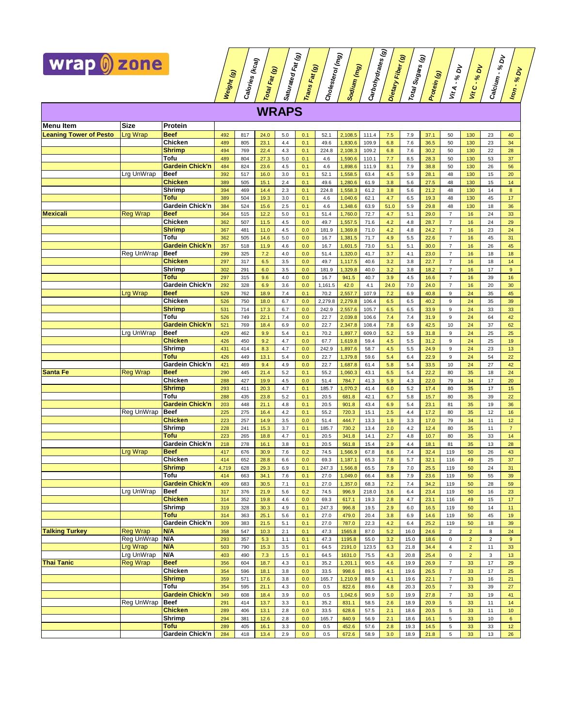# wrap zone

## WRAPS

| Menu Item | Size | Protein | Weight (g) | Calories (kcal) | Total Fat (g) | Saturated Fat (g) | Trans Fat (g) | Cholesterol (mg) | Sodium (mg) | Carbohydrates (g) | Dietary Fiber (g) | Total Sugars (g) | Protein (g) | Vit A - % DV | Vit C - % DV | Calcium - % DV | Iron - % DV |
|---|---|---|---|---|---|---|---|---|---|---|---|---|---|---|---|---|---|
| **Leaning Tower of Pesto** | Lrg Wrap | **Beef** | 492 | 817 | 24.0 | 5.0 | 0.1 | 52.1 | 2,108.5 | 111.4 | 7.5 | 7.9 | 37.1 | 50 | 130 | 23 | 40 |
| | | **Chicken** | 489 | 805 | 23.1 | 4.4 | 0.1 | 49.6 | 1,830.6 | 109.9 | 6.8 | 7.6 | 36.5 | 50 | 130 | 23 | 34 |
| | | **Shrimp** | 494 | 769 | 22.4 | 4.3 | 0.1 | 224.8 | 2,108.3 | 109.2 | 6.8 | 7.6 | 30.2 | 50 | 130 | 22 | 28 |
| | | **Tofu** | 489 | 804 | 27.3 | 5.0 | 0.1 | 4.6 | 1,590.6 | 110.1 | 7.7 | 8.5 | 28.3 | 50 | 130 | 53 | 37 |
| | | **Gardein Chick'n** | 484 | 824 | 23.6 | 4.5 | 0.1 | 4.6 | 1,898.6 | 111.9 | 8.1 | 7.9 | 38.8 | 50 | 130 | 26 | 56 |
| | Lrg UnWrap | **Beef** | 392 | 517 | 16.0 | 3.0 | 0.1 | 52.1 | 1,558.5 | 63.4 | 4.5 | 5.9 | 28.1 | 48 | 130 | 15 | 20 |
| | | **Chicken** | 389 | 505 | 15.1 | 2.4 | 0.1 | 49.6 | 1,280.6 | 61.9 | 3.8 | 5.6 | 27.5 | 48 | 130 | 15 | 14 |
| | | **Shrimp** | 394 | 469 | 14.4 | 2.3 | 0.1 | 224.8 | 1,558.3 | 61.2 | 3.8 | 5.6 | 21.2 | 48 | 130 | 14 | 8 |
| | | **Tofu** | 389 | 504 | 19.3 | 3.0 | 0.1 | 4.6 | 1,040.6 | 62.1 | 4.7 | 6.5 | 19.3 | 48 | 130 | 45 | 17 |
| | | **Gardein Chick'n** | 384 | 524 | 15.6 | 2.5 | 0.1 | 4.6 | 1,348.6 | 63.9 | 51.0 | 5.9 | 29.8 | 48 | 130 | 18 | 36 |
| **Mexicali** | Reg Wrap | **Beef** | 364 | 515 | 12.2 | 5.0 | 0.1 | 51.4 | 1,760.0 | 72.7 | 4.7 | 5.1 | 29.0 | 7 | 16 | 24 | 33 |
| | | **Chicken** | 362 | 507 | 11.5 | 4.5 | 0.0 | 49.7 | 1,557.5 | 71.6 | 4.2 | 4.8 | 28.7 | 7 | 16 | 24 | 29 |
| | | **Shrimp** | 367 | 481 | 11.0 | 4.5 | 0.0 | 181.9 | 1,369.8 | 71.0 | 4.2 | 4.8 | 24.2 | 7 | 16 | 23 | 24 |
| | | **Tofu** | 362 | 505 | 14.6 | 5.0 | 0.0 | 16.7 | 1,381.5 | 71.7 | 4.9 | 5.5 | 22.6 | 7 | 16 | 45 | 31 |
| | | **Gardein Chick'n** | 357 | 518 | 11.9 | 4.6 | 0.0 | 16.7 | 1,601.5 | 73.0 | 5.1 | 5.1 | 30.0 | 7 | 16 | 26 | 45 |
| | Reg UnWrap | **Beef** | 299 | 325 | 7.2 | 4.0 | 0.0 | 51.4 | 1,320.0 | 41.7 | 3.7 | 4.1 | 23.0 | 7 | 16 | 18 | 18 |
| | | **Chicken** | 297 | 317 | 6.5 | 3.5 | 0.0 | 49.7 | 1,117.5 | 40.6 | 3.2 | 3.8 | 22.7 | 7 | 16 | 18 | 14 |
| | | **Shrimp** | 302 | 291 | 6.0 | 3.5 | 0.0 | 181.9 | 1,329.8 | 40.0 | 3.2 | 3.8 | 18.2 | 7 | 16 | 17 | 9 |
| | | **Tofu** | 297 | 315 | 9.6 | 4.0 | 0.0 | 16.7 | 941.5 | 40.7 | 3.9 | 4.5 | 16.6 | 7 | 16 | 39 | 16 |
| | | **Gardein Chick'n** | 292 | 328 | 6.9 | 3.6 | 0.0 | 1,161.5 | 42.0 | 4.1 | 24.0 | 7.0 | 24.0 | 7 | 16 | 20 | 30 |
| | Lrg Wrap | **Beef** | 529 | 762 | 18.9 | 7.4 | 0.1 | 70.2 | 2,557.7 | 107.9 | 7.2 | 6.9 | 40.8 | 9 | 24 | 35 | 45 |
| | | **Chicken** | 526 | 750 | 18.0 | 6.7 | 0.0 | 2,279.8 | 2,279.8 | 106.4 | 6.5 | 6.5 | 40.2 | 9 | 24 | 35 | 39 |
| | | **Shrimp** | 531 | 714 | 17.3 | 6.7 | 0.0 | 242.9 | 2,557.6 | 105.7 | 6.5 | 6.5 | 33.9 | 9 | 24 | 33 | 33 |
| | | **Tofu** | 526 | 749 | 22.1 | 7.4 | 0.0 | 22.7 | 2,039.8 | 106.6 | 7.4 | 7.4 | 31.9 | 9 | 24 | 64 | 42 |
| | | **Gardein Chick'n** | 521 | 769 | 18.4 | 6.9 | 0.0 | 22.7 | 2,347.8 | 108.4 | 7.8 | 6.9 | 42.5 | 10 | 24 | 37 | 62 |
| | Lrg UnWrap | **Beef** | 429 | 462 | 9.9 | 5.4 | 0.1 | 70.2 | 1,897.7 | 609.0 | 5.2 | 5.9 | 31.8 | 9 | 24 | 25 | 25 |
| | | **Chicken** | 426 | 450 | 9.2 | 4.7 | 0.0 | 67.7 | 1,619.8 | 59.4 | 4.5 | 5.5 | 31.2 | 9 | 24 | 25 | 19 |
| | | **Shrimp** | 431 | 414 | 8.3 | 4.7 | 0.0 | 242.9 | 1,897.6 | 58.7 | 4.5 | 5.5 | 24.9 | 9 | 24 | 23 | 13 |
| | | **Tofu** | 426 | 449 | 13.1 | 5.4 | 0.0 | 22.7 | 1,379.8 | 59.6 | 5.4 | 6.4 | 22.9 | 9 | 24 | 54 | 22 |
| | | **Gardein Chick'n** | 421 | 469 | 9.4 | 4.9 | 0.0 | 22.7 | 1,687.8 | 61.4 | 5.8 | 5.4 | 33.5 | 10 | 24 | 27 | 42 |
| **Santa Fe** | Reg Wrap | **Beef** | 290 | 445 | 21.4 | 5.2 | 0.1 | 55.2 | 1,060.3 | 43.1 | 6.5 | 5.4 | 22.2 | 80 | 35 | 18 | 24 |
| | | **Chicken** | 288 | 427 | 19.9 | 4.5 | 0.0 | 51.4 | 784.7 | 41.3 | 5.9 | 4.3 | 22.0 | 79 | 34 | 17 | 20 |
| | | **Shrimp** | 293 | 411 | 20.3 | 4.7 | 0.1 | 185.7 | 1,070.2 | 41.4 | 6.0 | 5.2 | 17.4 | 80 | 35 | 17 | 15 |
| | | **Tofu** | 288 | 435 | 23.8 | 5.2 | 0.1 | 20.5 | 681.8 | 42.1 | 6.7 | 5.8 | 15.7 | 80 | 35 | 39 | 22 |
| | | **Gardein Chick'n** | 203 | 448 | 21.1 | 4.8 | 0.1 | 20.5 | 901.8 | 43.4 | 6.9 | 5.4 | 23.1 | 81 | 35 | 19 | 36 |
| | Reg UnWrap | **Beef** | 225 | 275 | 16.4 | 4.2 | 0.1 | 55.2 | 720.3 | 15.1 | 2.5 | 4.4 | 17.2 | 80 | 35 | 12 | 16 |
| | | **Chicken** | 223 | 257 | 14.9 | 3.5 | 0.0 | 51.4 | 444.7 | 13.3 | 1.9 | 3.3 | 17.0 | 79 | 34 | 11 | 12 |
| | | **Shrimp** | 228 | 241 | 15.3 | 3.7 | 0.1 | 185.7 | 730.2 | 13.4 | 2.0 | 4.2 | 12.4 | 80 | 35 | 11 | 7 |
| | | **Tofu** | 223 | 265 | 18.8 | 4.7 | 0.1 | 20.5 | 341.8 | 14.1 | 2.7 | 4.8 | 10.7 | 80 | 35 | 33 | 14 |
| | | **Gardein Chick'n** | 218 | 278 | 16.1 | 3.8 | 0.1 | 20.5 | 561.8 | 15.4 | 2.9 | 4.4 | 18.1 | 81 | 35 | 13 | 28 |
| | Lrg Wrap | **Beef** | 417 | 676 | 30.9 | 7.6 | 0.2 | 74.5 | 1,566.9 | 67.8 | 8.6 | 7.4 | 32.4 | 119 | 50 | 26 | 43 |
| | | **Chicken** | 414 | 652 | 28.8 | 6.6 | 0.0 | 69.3 | 1,187.1 | 65.3 | 7.8 | 5.7 | 32.1 | 116 | 49 | 25 | 37 |
| | | **Shrimp** | 4,719 | 628 | 29.3 | 6.9 | 0.1 | 247.3 | 1,566.8 | 65.5 | 7.9 | 7.0 | 25.5 | 119 | 50 | 24 | 31 |
| | | **Tofu** | 414 | 663 | 34.1 | 7.6 | 0.1 | 27.0 | 1,049.0 | 66.4 | 8.8 | 7.9 | 23.6 | 119 | 50 | 55 | 39 |
| | | **Gardein Chick'n** | 409 | 683 | 30.5 | 7.1 | 0.1 | 27.0 | 1,357.0 | 68.3 | 7.2 | 7.4 | 34.2 | 119 | 50 | 28 | 59 |
| | Lrg UnWrap | **Beef** | 317 | 376 | 21.9 | 5.6 | 0.2 | 74.5 | 996.9 | 218.0 | 3.6 | 6.4 | 23.4 | 119 | 50 | 16 | 23 |
| | | **Chicken** | 314 | 352 | 19.8 | 4.6 | 0.0 | 69.3 | 617.1 | 19.3 | 2.8 | 4.7 | 23.1 | 116 | 49 | 15 | 17 |
| | | **Shrimp** | 319 | 328 | 30.3 | 4.9 | 0.1 | 247.3 | 996.8 | 19.5 | 2.9 | 6.0 | 16.5 | 119 | 50 | 14 | 11 |
| | | **Tofu** | 314 | 363 | 25.1 | 5.6 | 0.1 | 27.0 | 479.0 | 20.4 | 3.8 | 6.9 | 14.6 | 119 | 50 | 45 | 19 |
| | | **Gardein Chick'n** | 309 | 383 | 21.5 | 5.1 | 0.1 | 27.0 | 787.0 | 22.3 | 4.2 | 6.4 | 25.2 | 119 | 50 | 18 | 39 |
| **Talking Turkey** | Reg Wrap | **N/A** | 358 | 547 | 10.3 | 2.1 | 0.1 | 47.3 | 1565.8 | 87.0 | 5.2 | 16.0 | 24.6 | 2 | 2 | 8 | 24 |
| | Reg UnWrap | **N/A** | 293 | 357 | 5.3 | 1.1 | 0.1 | 47.3 | 1195.8 | 55.0 | 3.2 | 15.0 | 18.6 | 0 | 2 | 2 | 9 |
| | Lrg Wrap | **N/A** | 503 | 790 | 15.3 | 3.5 | 0.1 | 64.5 | 2191.0 | 123.5 | 6.3 | 21.8 | 34.4 | 4 | 2 | 11 | 33 |
| | Lrg UnWrap | **N/A** | 403 | 490 | 7.3 | 1.5 | 0.1 | 64.5 | 1631.0 | 75.5 | 4.3 | 20.8 | 25.4 | 0 | 2 | 3 | 13 |
| **Thai Tanic** | Reg Wrap | **Beef** | 356 | 604 | 18.7 | 4.3 | 0.1 | 35.2 | 1,201.1 | 90.5 | 4.6 | 19.9 | 26.9 | 7 | 33 | 17 | 29 |
| | | **Chicken** | 354 | 596 | 18.1 | 3.8 | 0.0 | 33.5 | 998.6 | 89.5 | 4.1 | 19.6 | 26.5 | 7 | 33 | 17 | 25 |
| | | **Shrimp** | 359 | 571 | 17.6 | 3.8 | 0.0 | 165.7 | 1,210.9 | 88.9 | 4.1 | 19.6 | 22.1 | 7 | 33 | 16 | 21 |
| | | **Tofu** | 354 | 595 | 21.1 | 4.3 | 0.0 | 0.5 | 822.6 | 89.6 | 4.8 | 20.3 | 20.5 | 7 | 33 | 39 | 27 |
| | | **Gardein Chick'n** | 349 | 608 | 18.4 | 3.9 | 0.0 | 0.5 | 1,042.6 | 90.9 | 5.0 | 19.9 | 27.8 | 7 | 33 | 19 | 41 |
| | Reg UnWrap | **Beef** | 291 | 414 | 13.7 | 3.3 | 0.1 | 35.2 | 831.1 | 58.5 | 2.6 | 18.9 | 20.9 | 5 | 33 | 11 | 14 |
| | | **Chicken** | 289 | 406 | 13.1 | 2.8 | 0.0 | 33.5 | 628.6 | 57.5 | 2.1 | 18.6 | 20.5 | 5 | 33 | 11 | 10 |
| | | **Shrimp** | 294 | 381 | 12.6 | 2.8 | 0.0 | 165.7 | 840.9 | 56.9 | 2.1 | 18.6 | 16.1 | 5 | 33 | 10 | 6 |
| | | **Tofu** | 289 | 405 | 16.1 | 3.3 | 0.0 | 0.5 | 452.6 | 57.6 | 2.8 | 19.3 | 14.5 | 5 | 33 | 33 | 12 |
| | | **Gardein Chick'n** | 284 | 418 | 13.4 | 2.9 | 0.0 | 0.5 | 672.6 | 58.9 | 3.0 | 18.9 | 21.8 | 5 | 33 | 13 | 26 |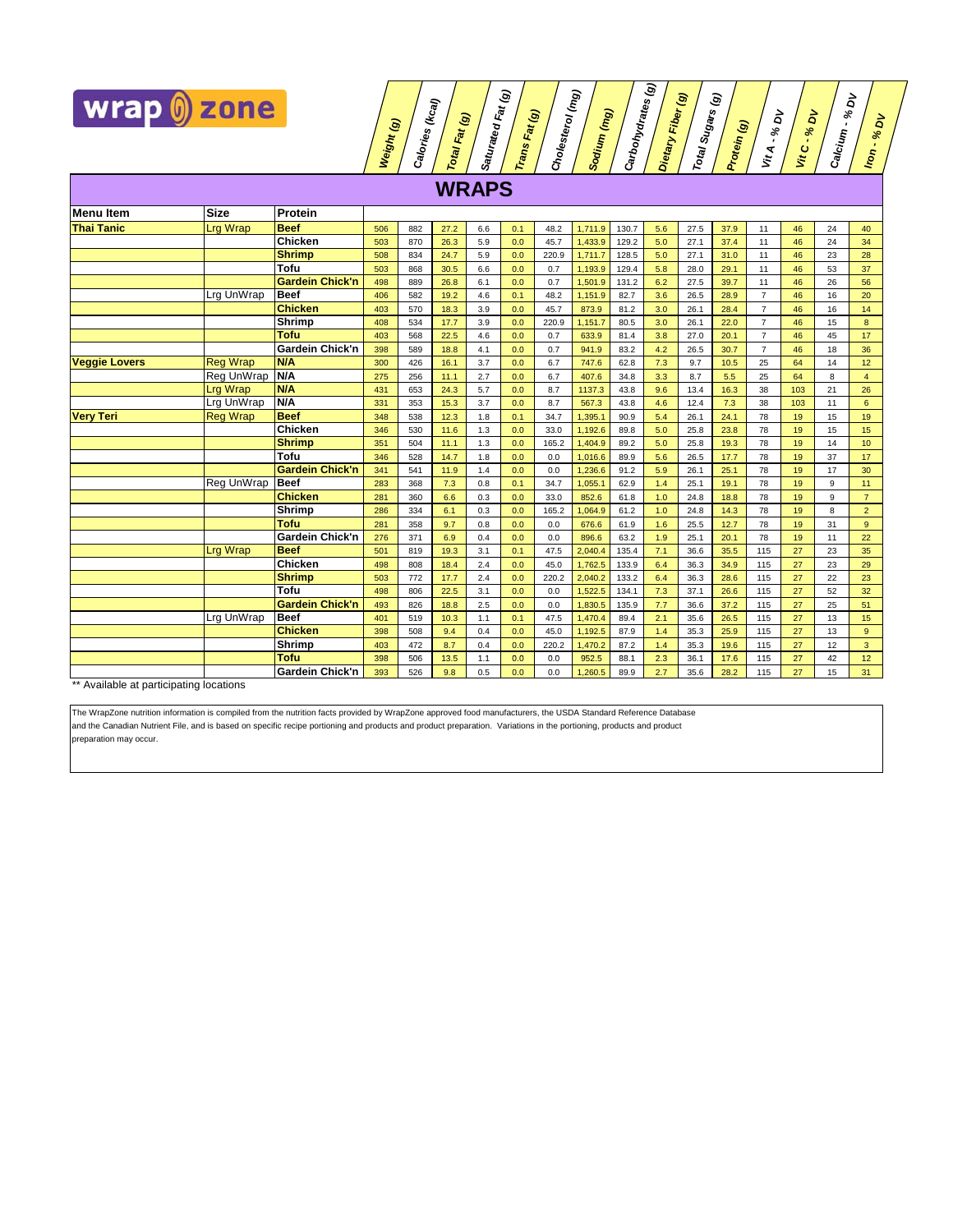wrap zone

## WRAPS

| Menu Item | Size | Protein | Weight (g) | Calories (kcal) | Total Fat (g) | Saturated Fat (g) | Trans Fat (g) | Cholesterol (mg) | Sodium (mg) | Carbohydrates (g) | Dietary Fiber (g) | Total Sugars (g) | Protein (g) | Vit A - % DV | Vit C - % DV | Calcium - % DV | Iron - % DV |
|---|---|---|---|---|---|---|---|---|---|---|---|---|---|---|---|---|---|
| **Thai Tanic** | Lrg Wrap | **Beef** | 506 | 882 | 27.2 | 6.6 | 0.1 | 48.2 | 1,711.9 | 130.7 | 5.6 | 27.5 | 37.9 | 11 | 46 | 24 | 40 |
| | | **Chicken** | 503 | 870 | 26.3 | 5.9 | 0.0 | 45.7 | 1,433.9 | 129.2 | 5.0 | 27.1 | 37.4 | 11 | 46 | 24 | 34 |
| | | **Shrimp** | 508 | 834 | 24.7 | 5.9 | 0.0 | 220.9 | 1,711.7 | 128.5 | 5.0 | 27.1 | 31.0 | 11 | 46 | 23 | 28 |
| | | **Tofu** | 503 | 868 | 30.5 | 6.6 | 0.0 | 0.7 | 1,193.9 | 129.4 | 5.8 | 28.0 | 29.1 | 11 | 46 | 53 | 37 |
| | | **Gardein Chick'n** | 498 | 889 | 26.8 | 6.1 | 0.0 | 0.7 | 1,501.9 | 131.2 | 6.2 | 27.5 | 39.7 | 11 | 46 | 26 | 56 |
| | Lrg UnWrap | **Beef** | 406 | 582 | 19.2 | 4.6 | 0.1 | 48.2 | 1,151.9 | 82.7 | 3.6 | 26.5 | 28.9 | 7 | 46 | 16 | 20 |
| | | **Chicken** | 403 | 570 | 18.3 | 3.9 | 0.0 | 45.7 | 873.9 | 81.2 | 3.0 | 26.1 | 28.4 | 7 | 46 | 16 | 14 |
| | | **Shrimp** | 408 | 534 | 17.7 | 3.9 | 0.0 | 220.9 | 1,151.7 | 80.5 | 3.0 | 26.1 | 22.0 | 7 | 46 | 15 | 8 |
| | | **Tofu** | 403 | 568 | 22.5 | 4.6 | 0.0 | 0.7 | 633.9 | 81.4 | 3.8 | 27.0 | 20.1 | 7 | 46 | 45 | 17 |
| | | **Gardein Chick'n** | 398 | 589 | 18.8 | 4.1 | 0.0 | 0.7 | 941.9 | 83.2 | 4.2 | 26.5 | 30.7 | 7 | 46 | 18 | 36 |
| **Veggie Lovers** | Reg Wrap | **N/A** | 300 | 426 | 16.1 | 3.7 | 0.0 | 6.7 | 747.6 | 62.8 | 7.3 | 9.7 | 10.5 | 25 | 64 | 14 | 12 |
| | Reg UnWrap | **N/A** | 275 | 256 | 11.1 | 2.7 | 0.0 | 6.7 | 407.6 | 34.8 | 3.3 | 8.7 | 5.5 | 25 | 64 | 8 | 4 |
| | Lrg Wrap | **N/A** | 431 | 653 | 24.3 | 5.7 | 0.0 | 8.7 | 1137.3 | 43.8 | 9.6 | 13.4 | 16.3 | 38 | 103 | 21 | 26 |
| | Lrg UnWrap | **N/A** | 331 | 353 | 15.3 | 3.7 | 0.0 | 8.7 | 567.3 | 43.8 | 4.6 | 12.4 | 7.3 | 38 | 103 | 11 | 6 |
| **Very Teri** | Reg Wrap | **Beef** | 348 | 538 | 12.3 | 1.8 | 0.1 | 34.7 | 1,395.1 | 90.9 | 5.4 | 26.1 | 24.1 | 78 | 19 | 15 | 19 |
| | | **Chicken** | 346 | 530 | 11.6 | 1.3 | 0.0 | 33.0 | 1,192.6 | 89.8 | 5.0 | 25.8 | 23.8 | 78 | 19 | 15 | 15 |
| | | **Shrimp** | 351 | 504 | 11.1 | 1.3 | 0.0 | 165.2 | 1,404.9 | 89.2 | 5.0 | 25.8 | 19.3 | 78 | 19 | 14 | 10 |
| | | **Tofu** | 346 | 528 | 14.7 | 1.8 | 0.0 | 0.0 | 1,016.6 | 89.9 | 5.6 | 26.5 | 17.7 | 78 | 19 | 37 | 17 |
| | | **Gardein Chick'n** | 341 | 541 | 11.9 | 1.4 | 0.0 | 0.0 | 1,236.6 | 91.2 | 5.9 | 26.1 | 25.1 | 78 | 19 | 17 | 30 |
| | Reg UnWrap | **Beef** | 283 | 368 | 7.3 | 0.8 | 0.1 | 34.7 | 1,055.1 | 62.9 | 1.4 | 25.1 | 19.1 | 78 | 19 | 9 | 11 |
| | | **Chicken** | 281 | 360 | 6.6 | 0.3 | 0.0 | 33.0 | 852.6 | 61.8 | 1.0 | 24.8 | 18.8 | 78 | 19 | 9 | 7 |
| | | **Shrimp** | 286 | 334 | 6.1 | 0.3 | 0.0 | 165.2 | 1,064.9 | 61.2 | 1.0 | 24.8 | 14.3 | 78 | 19 | 8 | 2 |
| | | **Tofu** | 281 | 358 | 9.7 | 0.8 | 0.0 | 0.0 | 676.6 | 61.9 | 1.6 | 25.5 | 12.7 | 78 | 19 | 31 | 9 |
| | | **Gardein Chick'n** | 276 | 371 | 6.9 | 0.4 | 0.0 | 0.0 | 896.6 | 63.2 | 1.9 | 25.1 | 20.1 | 78 | 19 | 11 | 22 |
| | Lrg Wrap | **Beef** | 501 | 819 | 19.3 | 3.1 | 0.1 | 47.5 | 2,040.4 | 135.4 | 7.1 | 36.6 | 35.5 | 115 | 27 | 23 | 35 |
| | | **Chicken** | 498 | 808 | 18.4 | 2.4 | 0.0 | 45.0 | 1,762.5 | 133.9 | 6.4 | 36.3 | 34.9 | 115 | 27 | 23 | 29 |
| | | **Shrimp** | 503 | 772 | 17.7 | 2.4 | 0.0 | 220.2 | 2,040.2 | 133.2 | 6.4 | 36.3 | 28.6 | 115 | 27 | 22 | 23 |
| | | **Tofu** | 498 | 806 | 22.5 | 3.1 | 0.0 | 0.0 | 1,522.5 | 134.1 | 7.3 | 37.1 | 26.6 | 115 | 27 | 52 | 32 |
| | | **Gardein Chick'n** | 493 | 826 | 18.8 | 2.5 | 0.0 | 0.0 | 1,830.5 | 135.9 | 7.7 | 36.6 | 37.2 | 115 | 27 | 25 | 51 |
| | Lrg UnWrap | **Beef** | 401 | 519 | 10.3 | 1.1 | 0.1 | 47.5 | 1,470.4 | 89.4 | 2.1 | 35.6 | 26.5 | 115 | 27 | 13 | 15 |
| | | **Chicken** | 398 | 508 | 9.4 | 0.4 | 0.0 | 45.0 | 1,192.5 | 87.9 | 1.4 | 35.3 | 25.9 | 115 | 27 | 13 | 9 |
| | | **Shrimp** | 403 | 472 | 8.7 | 0.4 | 0.0 | 220.2 | 1,470.2 | 87.2 | 1.4 | 35.3 | 19.6 | 115 | 27 | 12 | 3 |
| | | **Tofu** | 398 | 506 | 13.5 | 1.1 | 0.0 | 0.0 | 952.5 | 88.1 | 2.3 | 36.1 | 17.6 | 115 | 27 | 42 | 12 |
| | | **Gardein Chick'n** | 393 | 526 | 9.8 | 0.5 | 0.0 | 0.0 | 1,260.5 | 89.9 | 2.7 | 35.6 | 28.2 | 115 | 27 | 15 | 31 |

** Available at participating locations

The WrapZone nutrition information is compiled from the nutrition facts provided by WrapZone approved food manufacturers, the USDA Standard Reference Database and the Canadian Nutrient File, and is based on specific recipe portioning and products and product preparation. Variations in the portioning, products and product preparation may occur.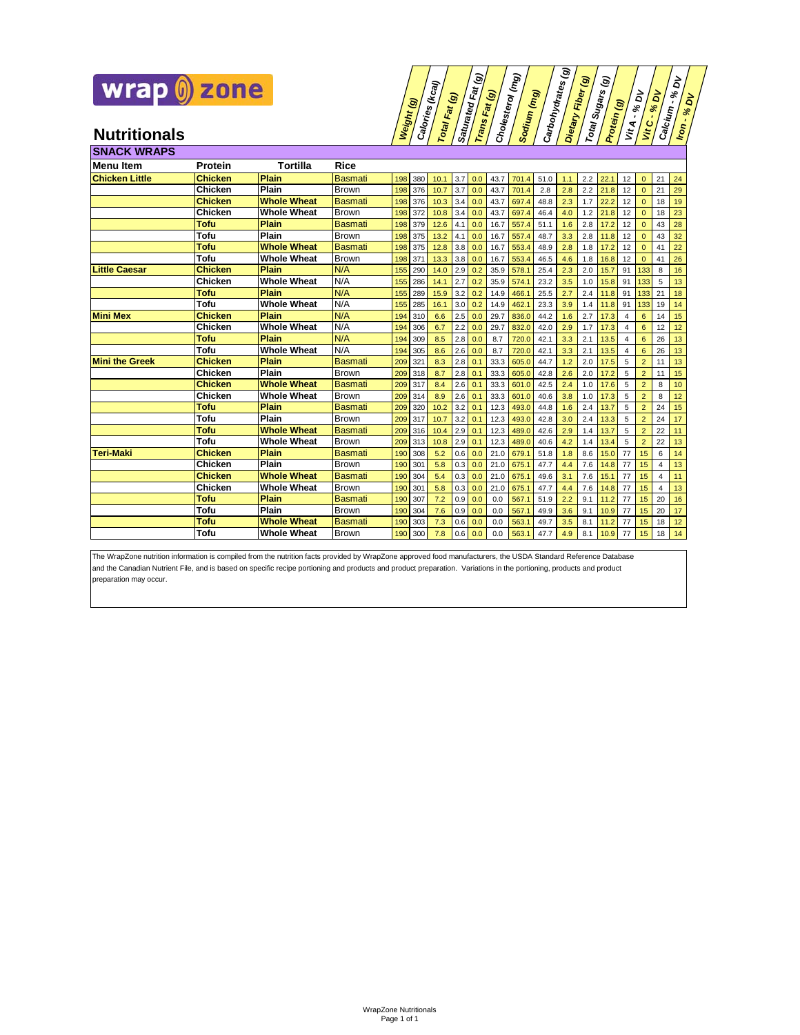wrap zone

## Nutritionals

### SNACK WRAPS

| Menu Item | Protein | Tortilla | Rice | Weight (g) | Calories (kcal) | Total Fat (g) | Saturated Fat (g) | Trans Fat (g) | Cholesterol (mg) | Sodium (mg) | Carbohydrates (g) | Dietary Fiber (g) | Total Sugars (g) | Protein (g) | Vit A - % DV | Vit C - % DV | Calcium - % DV | Iron - % DV |
|---|---|---|---|---|---|---|---|---|---|---|---|---|---|---|---|---|---|---|
| **Chicken Little** | **Chicken** | **Plain** | Basmati | 198 | 380 | 10.1 | 3.7 | 0.0 | 43.7 | 701.4 | 51.0 | 1.1 | 2.2 | 22.1 | 12 | 0 | 21 | 24 |
| | Chicken | Plain | Brown | 198 | 376 | 10.7 | 3.7 | 0.0 | 43.7 | 701.4 | 2.8 | 2.8 | 2.2 | 21.8 | 12 | 0 | 21 | 29 |
| | **Chicken** | **Whole Wheat** | Basmati | 198 | 376 | 10.3 | 3.4 | 0.0 | 43.7 | 697.4 | 48.8 | 2.3 | 1.7 | 22.2 | 12 | 0 | 18 | 19 |
| | Chicken | Whole Wheat | Brown | 198 | 372 | 10.8 | 3.4 | 0.0 | 43.7 | 697.4 | 46.4 | 4.0 | 1.2 | 21.8 | 12 | 0 | 18 | 23 |
| | **Tofu** | **Plain** | Basmati | 198 | 379 | 12.6 | 4.1 | 0.0 | 16.7 | 557.4 | 51.1 | 1.6 | 2.8 | 17.2 | 12 | 0 | 43 | 28 |
| | Tofu | Plain | Brown | 198 | 375 | 13.2 | 4.1 | 0.0 | 16.7 | 557.4 | 48.7 | 3.3 | 2.8 | 11.8 | 12 | 0 | 43 | 32 |
| | **Tofu** | **Whole Wheat** | Basmati | 198 | 375 | 12.8 | 3.8 | 0.0 | 16.7 | 553.4 | 48.9 | 2.8 | 1.8 | 17.2 | 12 | 0 | 41 | 22 |
| | Tofu | Whole Wheat | Brown | 198 | 371 | 13.3 | 3.8 | 0.0 | 16.7 | 553.4 | 46.5 | 4.6 | 1.8 | 16.8 | 12 | 0 | 41 | 26 |
| **Little Caesar** | **Chicken** | **Plain** | N/A | 155 | 290 | 14.0 | 2.9 | 0.2 | 35.9 | 578.1 | 25.4 | 2.3 | 2.0 | 15.7 | 91 | 133 | 8 | 16 |
| | Chicken | Whole Wheat | N/A | 155 | 286 | 14.1 | 2.7 | 0.2 | 35.9 | 574.1 | 23.2 | 3.5 | 1.0 | 15.8 | 91 | 133 | 5 | 13 |
| | **Tofu** | **Plain** | N/A | 155 | 289 | 15.9 | 3.2 | 0.2 | 14.9 | 466.1 | 25.5 | 2.7 | 2.4 | 11.8 | 91 | 133 | 21 | 18 |
| | Tofu | Whole Wheat | N/A | 155 | 285 | 16.1 | 3.0 | 0.2 | 14.9 | 462.1 | 23.3 | 3.9 | 1.4 | 11.8 | 91 | 133 | 19 | 14 |
| **Mini Mex** | **Chicken** | **Plain** | N/A | 194 | 310 | 6.6 | 2.5 | 0.0 | 29.7 | 836.0 | 44.2 | 1.6 | 2.7 | 17.3 | 4 | 6 | 14 | 15 |
| | Chicken | Whole Wheat | N/A | 194 | 306 | 6.7 | 2.2 | 0.0 | 29.7 | 832.0 | 42.0 | 2.9 | 1.7 | 17.3 | 4 | 6 | 12 | 12 |
| | **Tofu** | **Plain** | N/A | 194 | 309 | 8.5 | 2.8 | 0.0 | 8.7 | 720.0 | 42.1 | 3.3 | 2.1 | 13.5 | 4 | 6 | 26 | 13 |
| | Tofu | Whole Wheat | N/A | 194 | 305 | 8.6 | 2.6 | 0.0 | 8.7 | 720.0 | 42.1 | 3.3 | 2.1 | 13.5 | 4 | 6 | 26 | 13 |
| **Mini the Greek** | **Chicken** | **Plain** | Basmati | 209 | 321 | 8.3 | 2.8 | 0.1 | 33.3 | 605.0 | 44.7 | 1.2 | 2.0 | 17.5 | 5 | 2 | 11 | 13 |
| | Chicken | Plain | Brown | 209 | 318 | 8.7 | 2.8 | 0.1 | 33.3 | 605.0 | 42.8 | 2.6 | 2.0 | 17.2 | 5 | 2 | 11 | 15 |
| | **Chicken** | **Whole Wheat** | Basmati | 209 | 317 | 8.4 | 2.6 | 0.1 | 33.3 | 601.0 | 42.5 | 2.4 | 1.0 | 17.6 | 5 | 2 | 8 | 10 |
| | Chicken | Whole Wheat | Brown | 209 | 314 | 8.9 | 2.6 | 0.1 | 33.3 | 601.0 | 40.6 | 3.8 | 1.0 | 17.3 | 5 | 2 | 8 | 12 |
| | **Tofu** | **Plain** | Basmati | 209 | 320 | 10.2 | 3.2 | 0.1 | 12.3 | 493.0 | 44.8 | 1.6 | 2.4 | 13.7 | 5 | 2 | 24 | 15 |
| | Tofu | Plain | Brown | 209 | 317 | 10.7 | 3.2 | 0.1 | 12.3 | 493.0 | 42.8 | 3.0 | 2.4 | 13.3 | 5 | 2 | 24 | 17 |
| | **Tofu** | **Whole Wheat** | Basmati | 209 | 316 | 10.4 | 2.9 | 0.1 | 12.3 | 489.0 | 42.6 | 2.9 | 1.4 | 13.7 | 5 | 2 | 22 | 11 |
| | Tofu | Whole Wheat | Brown | 209 | 313 | 10.8 | 2.9 | 0.1 | 12.3 | 489.0 | 40.6 | 4.2 | 1.4 | 13.4 | 5 | 2 | 22 | 13 |
| **Teri-Maki** | **Chicken** | **Plain** | Basmati | 190 | 308 | 5.2 | 0.6 | 0.0 | 21.0 | 679.1 | 51.8 | 1.8 | 8.6 | 15.0 | 77 | 15 | 6 | 14 |
| | Chicken | Plain | Brown | 190 | 301 | 5.8 | 0.3 | 0.0 | 21.0 | 675.1 | 47.7 | 4.4 | 7.6 | 14.8 | 77 | 15 | 4 | 13 |
| | **Chicken** | **Whole Wheat** | Basmati | 190 | 304 | 5.4 | 0.3 | 0.0 | 21.0 | 675.1 | 49.6 | 3.1 | 7.6 | 15.1 | 77 | 15 | 4 | 11 |
| | Chicken | Whole Wheat | Brown | 190 | 301 | 5.8 | 0.3 | 0.0 | 21.0 | 675.1 | 47.7 | 4.4 | 7.6 | 14.8 | 77 | 15 | 4 | 13 |
| | **Tofu** | **Plain** | Basmati | 190 | 307 | 7.2 | 0.9 | 0.0 | 0.0 | 567.1 | 51.9 | 2.2 | 9.1 | 11.2 | 77 | 15 | 20 | 16 |
| | Tofu | Plain | Brown | 190 | 304 | 7.6 | 0.9 | 0.0 | 0.0 | 567.1 | 49.9 | 3.6 | 9.1 | 10.9 | 77 | 15 | 20 | 17 |
| | **Tofu** | **Whole Wheat** | Basmati | 190 | 303 | 7.3 | 0.6 | 0.0 | 0.0 | 563.1 | 49.7 | 3.5 | 8.1 | 11.2 | 77 | 15 | 18 | 12 |
| | Tofu | Whole Wheat | Brown | 190 | 300 | 7.8 | 0.6 | 0.0 | 0.0 | 563.1 | 47.7 | 4.9 | 8.1 | 10.9 | 77 | 15 | 18 | 14 |

The WrapZone nutrition information is compiled from the nutrition facts provided by WrapZone approved food manufacturers, the USDA Standard Reference Database and the Canadian Nutrient File, and is based on specific recipe portioning and products and product preparation. Variations in the portioning, products and product preparation may occur.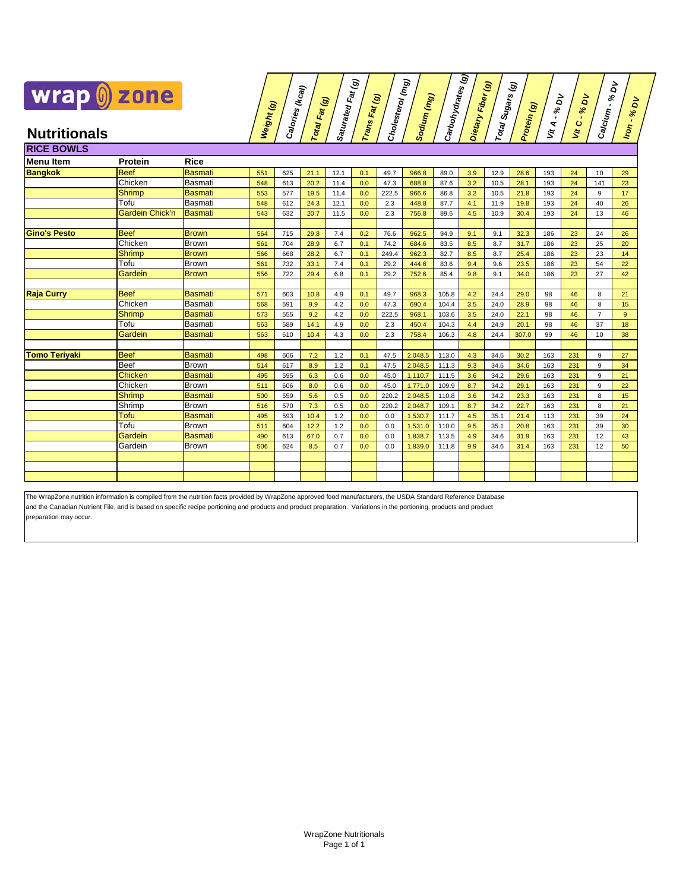# wrap zone

## Nutritionals

### RICE BOWLS

| Menu Item | Protein | Rice | Weight (g) | Calories (kcal) | Total Fat (g) | Saturated Fat (g) | Trans Fat (g) | Cholesterol (mg) | Sodium (mg) | Carbohydrates (g) | Dietary Fiber (g) | Total Sugars (g) | Protein (g) | Vit A - % DV | Vit C - % DV | Calcium - % DV | Iron - % DV |
|---|---|---|---|---|---|---|---|---|---|---|---|---|---|---|---|---|---|
| **Bangkok** | Beef | Basmati | 551 | 625 | 21.1 | 12.1 | 0.1 | 49.7 | 966.8 | 89.0 | 3.9 | 12.9 | 28.6 | 193 | 24 | 10 | 29 |
| | Chicken | Basmati | 548 | 613 | 20.2 | 11.4 | 0.0 | 47.3 | 688.8 | 87.6 | 3.2 | 10.5 | 28.1 | 193 | 24 | 141 | 23 |
| | Shrimp | Basmati | 553 | 577 | 19.5 | 11.4 | 0.0 | 222.5 | 966.6 | 86.8 | 3.2 | 10.5 | 21.8 | 193 | 24 | 9 | 17 |
| | Tofu | Basmati | 548 | 612 | 24.3 | 12.1 | 0.0 | 2.3 | 448.8 | 87.7 | 4.1 | 11.9 | 19.8 | 193 | 24 | 40 | 26 |
| | Gardein Chick'n | Basmati | 543 | 632 | 20.7 | 11.5 | 0.0 | 2.3 | 756.8 | 89.6 | 4.5 | 10.9 | 30.4 | 193 | 24 | 13 | 46 |
| | | | | | | | | | | | | | | | | | |
| **Gino's Pesto** | Beef | Brown | 564 | 715 | 29.8 | 7.4 | 0.2 | 76.6 | 962.5 | 94.9 | 9.1 | 9.1 | 32.3 | 186 | 23 | 24 | 26 |
| | Chicken | Brown | 561 | 704 | 28.9 | 6.7 | 0.1 | 74.2 | 684.6 | 83.5 | 8.5 | 8.7 | 31.7 | 186 | 23 | 25 | 20 |
| | Shrimp | Brown | 566 | 668 | 28.2 | 6.7 | 0.1 | 249.4 | 962.3 | 82.7 | 8.5 | 8.7 | 25.4 | 186 | 23 | 23 | 14 |
| | Tofu | Brown | 561 | 732 | 33.1 | 7.4 | 0.1 | 29.2 | 444.6 | 83.6 | 9.4 | 9.6 | 23.5 | 186 | 23 | 54 | 22 |
| | Gardein | Brown | 556 | 722 | 29.4 | 6.8 | 0.1 | 29.2 | 752.6 | 85.4 | 9.8 | 9.1 | 34.0 | 186 | 23 | 27 | 42 |
| | | | | | | | | | | | | | | | | | |
| **Raja Curry** | Beef | Basmati | 571 | 603 | 10.8 | 4.9 | 0.1 | 49.7 | 968.3 | 105.8 | 4.2 | 24.4 | 29.0 | 98 | 46 | 8 | 21 |
| | Chicken | Basmati | 568 | 591 | 9.9 | 4.2 | 0.0 | 47.3 | 690.4 | 104.4 | 3.5 | 24.0 | 28.9 | 98 | 46 | 8 | 15 |
| | Shrimp | Basmati | 573 | 555 | 9.2 | 4.2 | 0.0 | 222.5 | 968.1 | 103.6 | 3.5 | 24.0 | 22.1 | 98 | 46 | 7 | 9 |
| | Tofu | Basmati | 563 | 589 | 14.1 | 4.9 | 0.0 | 2.3 | 450.4 | 104.3 | 4.4 | 24.9 | 20.1 | 98 | 46 | 37 | 18 |
| | Gardein | Basmati | 563 | 610 | 10.4 | 4.3 | 0.0 | 2.3 | 758.4 | 106.3 | 4.8 | 24.4 | 307.0 | 99 | 46 | 10 | 38 |
| | | | | | | | | | | | | | | | | | |
| **Tomo Teriyaki** | Beef | Basmati | 498 | 606 | 7.2 | 1.2 | 0.1 | 47.5 | 2,048.5 | 113.0 | 4.3 | 34.6 | 30.2 | 163 | 231 | 9 | 27 |
| | Beef | Brown | 514 | 617 | 8.9 | 1.2 | 0.1 | 47.5 | 2,048.5 | 111.3 | 9.3 | 34.6 | 34.6 | 163 | 231 | 9 | 34 |
| | Chicken | Basmati | 495 | 595 | 6.3 | 0.6 | 0.0 | 45.0 | 1,110.7 | 111.5 | 3.6 | 34.2 | 29.6 | 163 | 231 | 9 | 21 |
| | Chicken | Brown | 511 | 606 | 8.0 | 0.6 | 0.0 | 45.0 | 1,771.0 | 109.9 | 8.7 | 34.2 | 29.1 | 163 | 231 | 9 | 22 |
| | Shrimp | Basmati | 500 | 559 | 5.6 | 0.5 | 0.0 | 220.2 | 2,048.5 | 110.8 | 3.6 | 34.2 | 23.3 | 163 | 231 | 8 | 15 |
| | Shrimp | Brown | 516 | 570 | 7.3 | 0.5 | 0.0 | 220.2 | 2,048.7 | 109.1 | 8.7 | 34.2 | 22.7 | 163 | 231 | 8 | 21 |
| | Tofu | Basmati | 495 | 593 | 10.4 | 1.2 | 0.0 | 0.0 | 1,530.7 | 111.7 | 4.5 | 35.1 | 21.4 | 113 | 231 | 39 | 24 |
| | Tofu | Brown | 511 | 604 | 12.2 | 1.2 | 0.0 | 0.0 | 1,531.0 | 110.0 | 9.5 | 35.1 | 20.8 | 163 | 231 | 39 | 30 |
| | Gardein | Basmati | 490 | 613 | 67.0 | 0.7 | 0.0 | 0.0 | 1,838.7 | 113.5 | 4.9 | 34.6 | 31.9 | 163 | 231 | 12 | 43 |
| | Gardein | Brown | 506 | 624 | 8.5 | 0.7 | 0.0 | 0.0 | 1,839.0 | 111.8 | 9.9 | 34.6 | 31.4 | 163 | 231 | 12 | 50 |

The WrapZone nutrition information is compiled from the nutrition facts provided by WrapZone approved food manufacturers, the USDA Standard Reference Database and the Canadian Nutrient File, and is based on specific recipe portioning and products and product preparation. Variations in the portioning, products and product preparation may occur.

WrapZone Nutritionals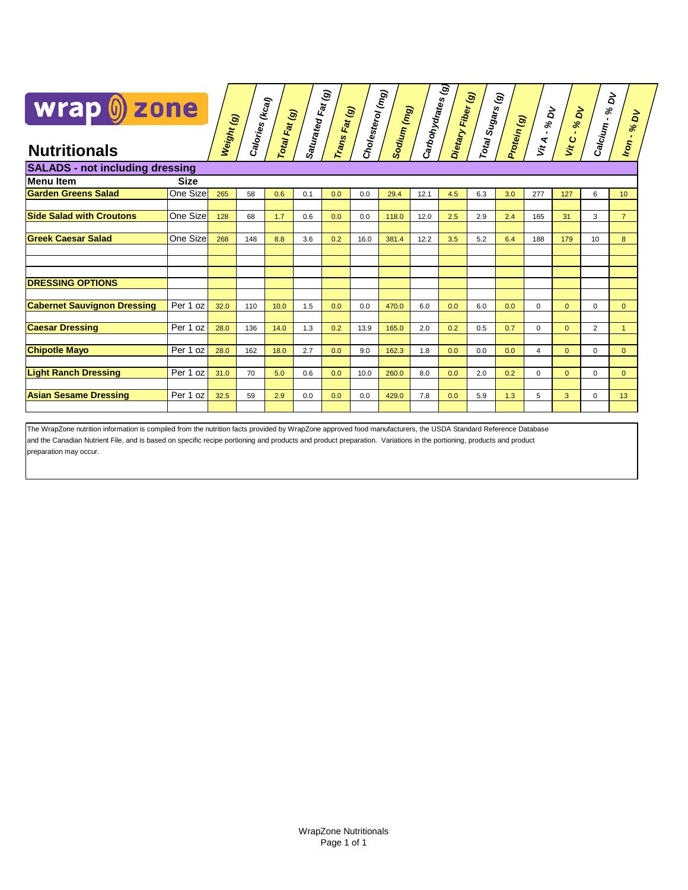# wrap zone

## Nutritionals

| Menu Item | Size | Weight (g) | Calories (kcal) | Total Fat (g) | Saturated Fat (g) | Trans Fat (g) | Cholesterol (mg) | Sodium (mg) | Carbohydrates (g) | Dietary Fiber (g) | Total Sugars (g) | Protein (g) | Vit A - % DV | Vit C - % DV | Calcium - % DV | Iron - % DV |
|---|---|---|---|---|---|---|---|---|---|---|---|---|---|---|---|---|
| **SALADS - not including dressing** | | | | | | | | | | | | | | | | |
| **Garden Greens Salad** | One Size | 265 | 58 | 0.6 | 0.1 | 0.0 | 0.0 | 29.4 | 12.1 | 4.5 | 6.3 | 3.0 | 277 | 127 | 6 | 10 |
| **Side Salad with Croutons** | One Size | 128 | 68 | 1.7 | 0.6 | 0.0 | 0.0 | 118.0 | 12.0 | 2.5 | 2.9 | 2.4 | 165 | 31 | 3 | 7 |
| **Greek Caesar Salad** | One Size | 268 | 148 | 8.8 | 3.6 | 0.2 | 16.0 | 381.4 | 12.2 | 3.5 | 5.2 | 6.4 | 188 | 179 | 10 | 8 |
| **DRESSING OPTIONS** | | | | | | | | | | | | | | | | |
| **Cabernet Sauvignon Dressing** | Per 1 oz | 32.0 | 110 | 10.0 | 1.5 | 0.0 | 0.0 | 470.0 | 6.0 | 0.0 | 6.0 | 0.0 | 0 | 0 | 0 | 0 |
| **Caesar Dressing** | Per 1 oz | 28.0 | 136 | 14.0 | 1.3 | 0.2 | 13.9 | 165.0 | 2.0 | 0.2 | 0.5 | 0.7 | 0 | 0 | 2 | 1 |
| **Chipotle Mayo** | Per 1 oz | 28.0 | 162 | 18.0 | 2.7 | 0.0 | 9.0 | 162.3 | 1.8 | 0.0 | 0.0 | 0.0 | 4 | 0 | 0 | 0 |
| **Light Ranch Dressing** | Per 1 oz | 31.0 | 70 | 5.0 | 0.6 | 0.0 | 10.0 | 260.0 | 8.0 | 0.0 | 2.0 | 0.2 | 0 | 0 | 0 | 0 |
| **Asian Sesame Dressing** | Per 1 oz | 32.5 | 59 | 2.9 | 0.0 | 0.0 | 0.0 | 429.0 | 7.8 | 0.0 | 5.9 | 1.3 | 5 | 3 | 0 | 13 |

The WrapZone nutrition information is compiled from the nutrition facts provided by WrapZone approved food manufacturers, the USDA Standard Reference Database and the Canadian Nutrient File, and is based on specific recipe portioning and products and product preparation. Variations in the portioning, products and product preparation may occur.

WrapZone Nutritionals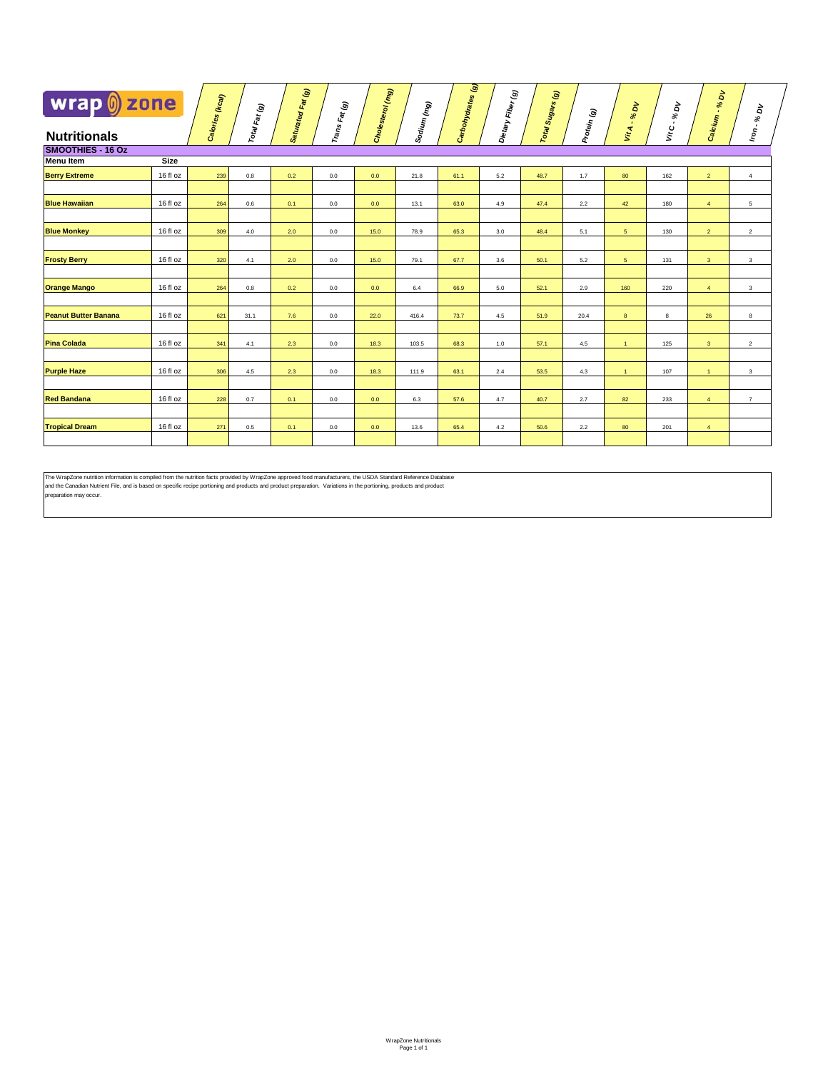wrap zone

## Nutritionals

| Menu Item | Size | Calories (kcal) | Total Fat (g) | Saturated Fat (g) | Trans Fat (g) | Cholesterol (mg) | Sodium (mg) | Carbohydrates (g) | Dietary Fiber (g) | Total Sugars (g) | Protein (g) | Vit A - % DV | Vit C - % DV | Calcium - % DV | Iron - % DV |
|---|---|---|---|---|---|---|---|---|---|---|---|---|---|---|---|
| **SMOOTHIES - 16 Oz** | | | | | | | | | | | | | | | |
| **Berry Extreme** | 16 fl oz | 239 | 0.8 | 0.2 | 0.0 | 0.0 | 21.8 | 61.1 | 5.2 | 48.7 | 1.7 | 80 | 162 | 2 | 4 |
| **Blue Hawaiian** | 16 fl oz | 264 | 0.6 | 0.1 | 0.0 | 0.0 | 13.1 | 63.0 | 4.9 | 47.4 | 2.2 | 42 | 180 | 4 | 5 |
| **Blue Monkey** | 16 fl oz | 309 | 4.0 | 2.0 | 0.0 | 15.0 | 78.9 | 65.3 | 3.0 | 48.4 | 5.1 | 5 | 130 | 2 | 2 |
| **Frosty Berry** | 16 fl oz | 320 | 4.1 | 2.0 | 0.0 | 15.0 | 79.1 | 67.7 | 3.6 | 50.1 | 5.2 | 5 | 131 | 3 | 3 |
| **Orange Mango** | 16 fl oz | 264 | 0.8 | 0.2 | 0.0 | 0.0 | 6.4 | 66.9 | 5.0 | 52.1 | 2.9 | 160 | 220 | 4 | 3 |
| **Peanut Butter Banana** | 16 fl oz | 621 | 31.1 | 7.6 | 0.0 | 22.0 | 416.4 | 73.7 | 4.5 | 51.9 | 20.4 | 8 | 8 | 26 | 8 |
| **Pina Colada** | 16 fl oz | 341 | 4.1 | 2.3 | 0.0 | 18.3 | 103.5 | 68.3 | 1.0 | 57.1 | 4.5 | 1 | 125 | 3 | 2 |
| **Purple Haze** | 16 fl oz | 306 | 4.5 | 2.3 | 0.0 | 18.3 | 111.9 | 63.1 | 2.4 | 53.5 | 4.3 | 1 | 107 | 1 | 3 |
| **Red Bandana** | 16 fl oz | 228 | 0.7 | 0.1 | 0.0 | 0.0 | 6.3 | 57.6 | 4.7 | 40.7 | 2.7 | 82 | 233 | 4 | 7 |
| **Tropical Dream** | 16 fl oz | 271 | 0.5 | 0.1 | 0.0 | 0.0 | 13.6 | 65.4 | 4.2 | 50.6 | 2.2 | 80 | 201 | 4 | |

The WrapZone nutrition information is compiled from the nutrition facts provided by WrapZone approved food manufacturers, the USDA Standard Reference Database and the Canadian Nutrient File, and is based on specific recipe portioning and products and product preparation. Variations in the portioning, products and product preparation may occur.